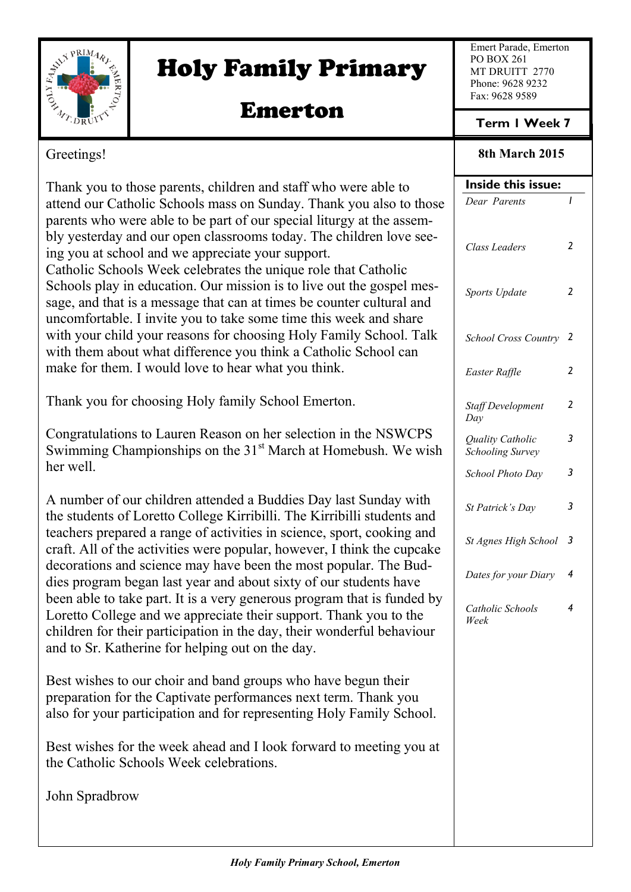# Holy Family Primary Emerton

Emert Parade, Emerton
PO BOX 261
MT DRUITT 2770
Phone: 9628 9232
Fax: 9628 9589

**Term 1 Week 7**

**8th March 2015**

**Inside this issue:**

| | |
|---|---|
| *Dear Parents* | 1 |
| *Class Leaders* | 2 |
| *Sports Update* | 2 |
| *School Cross Country* | 2 |
| *Easter Raffle* | 2 |
| *Staff Development Day* | 2 |
| *Quality Catholic Schooling Survey* | 3 |
| *School Photo Day* | 3 |
| *St Patrick's Day* | 3 |
| *St Agnes High School* | 3 |
| *Dates for your Diary* | 4 |
| *Catholic Schools Week* | 4 |

Greetings!

Thank you to those parents, children and staff who were able to attend our Catholic Schools mass on Sunday. Thank you also to those parents who were able to be part of our special liturgy at the assembly yesterday and our open classrooms today. The children love seeing you at school and we appreciate your support.
Catholic Schools Week celebrates the unique role that Catholic Schools play in education. Our mission is to live out the gospel message, and that is a message that can at times be counter cultural and uncomfortable. I invite you to take some time this week and share with your child your reasons for choosing Holy Family School. Talk with them about what difference you think a Catholic School can make for them. I would love to hear what you think.

Thank you for choosing Holy family School Emerton.

Congratulations to Lauren Reason on her selection in the NSWCPS Swimming Championships on the 31st March at Homebush. We wish her well.

A number of our children attended a Buddies Day last Sunday with the students of Loretto College Kirribilli. The Kirribilli students and teachers prepared a range of activities in science, sport, cooking and craft. All of the activities were popular, however, I think the cupcake decorations and science may have been the most popular. The Buddies program began last year and about sixty of our students have been able to take part. It is a very generous program that is funded by Loretto College and we appreciate their support. Thank you to the children for their participation in the day, their wonderful behaviour and to Sr. Katherine for helping out on the day.

Best wishes to our choir and band groups who have begun their preparation for the Captivate performances next term. Thank you also for your participation and for representing Holy Family School.

Best wishes for the week ahead and I look forward to meeting you at the Catholic Schools Week celebrations.

John Spradbrow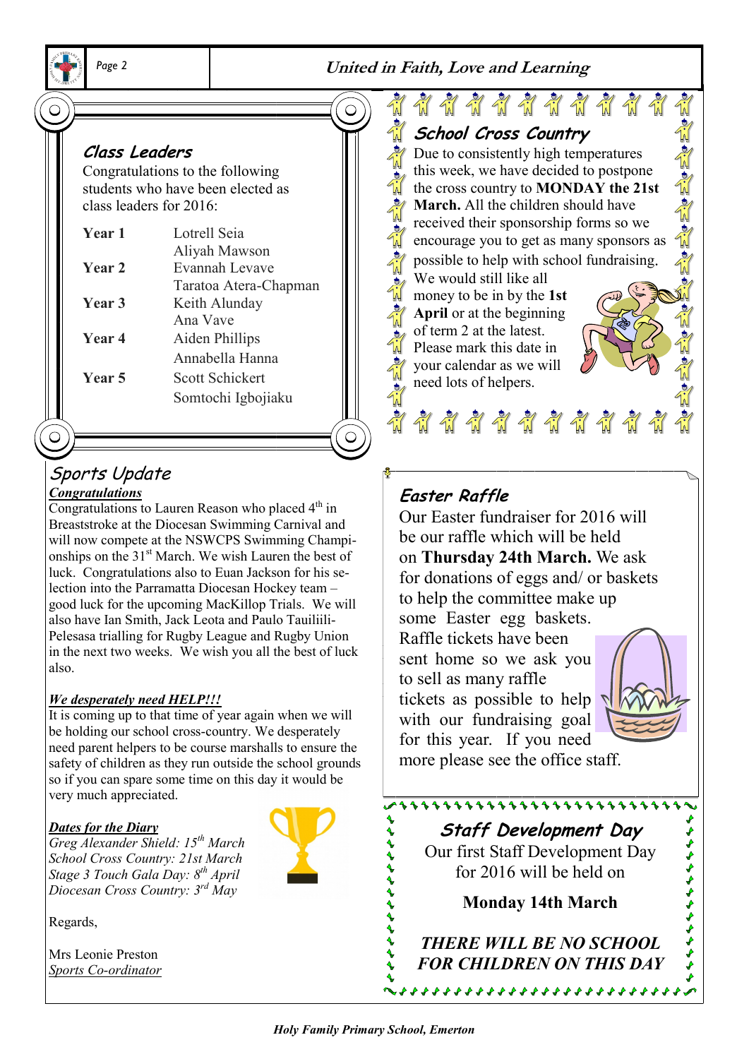## Class Leaders

Congratulations to the following students who have been elected as class leaders for 2016:

| | |
|---|---|
| **Year 1** | Lotrell Seia |
| | Aliyah Mawson |
| **Year 2** | Evannah Levave |
| | Taratoa Atera-Chapman |
| **Year 3** | Keith Alunday |
| | Ana Vave |
| **Year 4** | Aiden Phillips |
| | Annabella Hanna |
| **Year 5** | Scott Schickert |
| | Somtochi Igbojiaku |

## Sports Update

***Congratulations***

Congratulations to Lauren Reason who placed 4th in Breaststroke at the Diocesan Swimming Carnival and will now compete at the NSWCPS Swimming Championships on the 31st March. We wish Lauren the best of luck. Congratulations also to Euan Jackson for his selection into the Parramatta Diocesan Hockey team – good luck for the upcoming MacKillop Trials. We will also have Ian Smith, Jack Leota and Paulo Tauiliili-Pelesasa trialling for Rugby League and Rugby Union in the next two weeks. We wish you all the best of luck also.

***We desperately need HELP!!!***

It is coming up to that time of year again when we will be holding our school cross-country. We desperately need parent helpers to be course marshalls to ensure the safety of children as they run outside the school grounds so if you can spare some time on this day it would be very much appreciated.

***Dates for the Diary***

*Greg Alexander Shield: 15th March*
*School Cross Country: 21st March*
*Stage 3 Touch Gala Day: 8th April*
*Diocesan Cross Country: 3rd May*

Regards,

Mrs Leonie Preston
*Sports Co-ordinator*

## School Cross Country

Due to consistently high temperatures this week, we have decided to postpone the cross country to **MONDAY the 21st March.** All the children should have received their sponsorship forms so we encourage you to get as many sponsors as possible to help with school fundraising. We would still like all money to be in by the **1st April** or at the beginning of term 2 at the latest. Please mark this date in your calendar as we will need lots of helpers.

## Easter Raffle

Our Easter fundraiser for 2016 will be our raffle which will be held on **Thursday 24th March.** We ask for donations of eggs and/ or baskets to help the committee make up some Easter egg baskets. Raffle tickets have been sent home so we ask you to sell as many raffle tickets as possible to help with our fundraising goal for this year. If you need more please see the office staff.

## Staff Development Day

Our first Staff Development Day for 2016 will be held on

**Monday 14th March**

***THERE WILL BE NO SCHOOL FOR CHILDREN ON THIS DAY***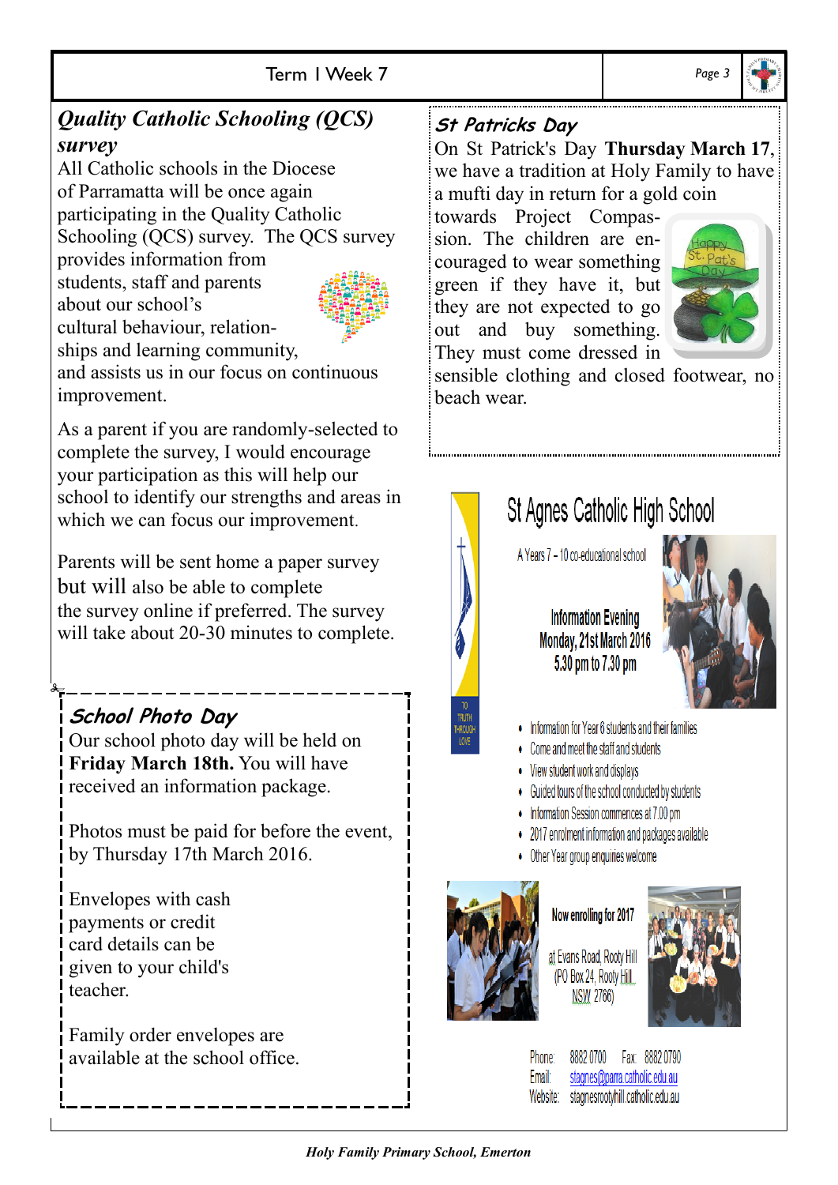## *Quality Catholic Schooling (QCS) survey*

All Catholic schools in the Diocese of Parramatta will be once again participating in the Quality Catholic Schooling (QCS) survey. The QCS survey provides information from students, staff and parents about our school's cultural behaviour, relationships and learning community, and assists us in our focus on continuous improvement.

As a parent if you are randomly-selected to complete the survey, I would encourage your participation as this will help our school to identify our strengths and areas in which we can focus our improvement.

Parents will be sent home a paper survey but will also be able to complete the survey online if preferred. The survey will take about 20-30 minutes to complete.

## *School Photo Day*

Our school photo day will be held on **Friday March 18th.** You will have received an information package.

Photos must be paid for before the event, by Thursday 17th March 2016.

Envelopes with cash payments or credit card details can be given to your child's teacher.

Family order envelopes are available at the school office.

## *St Patricks Day*

On St Patrick's Day **Thursday March 17**, we have a tradition at Holy Family to have a mufti day in return for a gold coin towards Project Compassion. The children are encouraged to wear something green if they have it, but they are not expected to go out and buy something. They must come dressed in sensible clothing and closed footwear, no beach wear.

## St Agnes Catholic High School

A Years 7 – 10 co-educational school

TO TRUTH THROUGH LOVE

**Information Evening**
**Monday, 21st March 2016**
**5.30 pm to 7.30 pm**

- Information for Year 6 students and their families
- Come and meet the staff and students
- View student work and displays
- Guided tours of the school conducted by students
- Information Session commences at 7.00 pm
- 2017 enrolment information and packages available
- Other Year group enquiries welcome

**Now enrolling for 2017**

at Evans Road, Rooty Hill
(PO Box 24, Rooty Hill NSW 2766)

Phone: 8882 0700 Fax: 8882 0790
Email: stagnes@parra.catholic.edu.au
Website: stagnesrootyhill.catholic.edu.au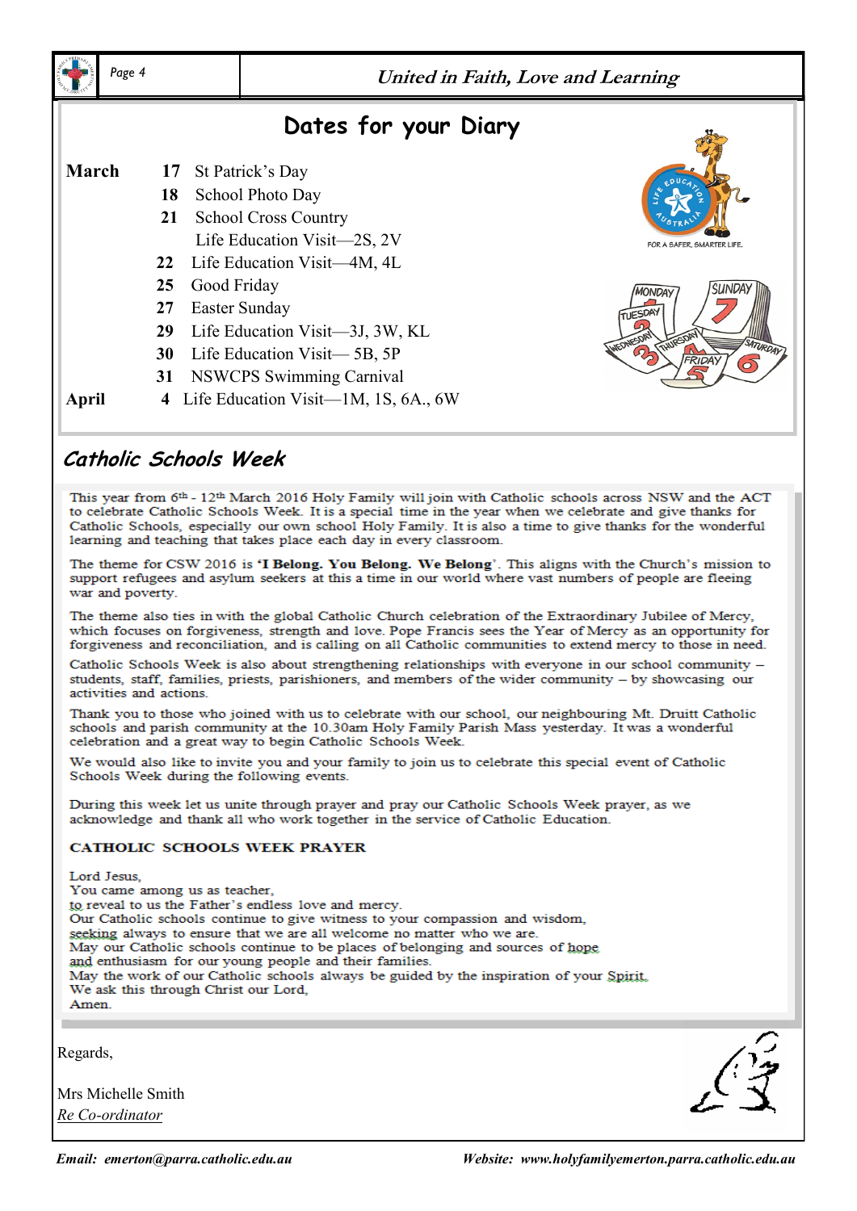## Dates for your Diary

| | | |
|---|---|---|
| **March** | **17** | St Patrick's Day |
| | **18** | School Photo Day |
| | **21** | School Cross Country |
| | | Life Education Visit—2S, 2V |
| | **22** | Life Education Visit—4M, 4L |
| | **25** | Good Friday |
| | **27** | Easter Sunday |
| | **29** | Life Education Visit—3J, 3W, KL |
| | **30** | Life Education Visit— 5B, 5P |
| | **31** | NSWCPS Swimming Carnival |
| **April** | **4** | Life Education Visit—1M, 1S, 6A., 6W |

FOR A SAFER, SMARTER LIFE.

## *Catholic Schools Week*

This year from 6th - 12th March 2016 Holy Family will join with Catholic schools across NSW and the ACT to celebrate Catholic Schools Week. It is a special time in the year when we celebrate and give thanks for Catholic Schools, especially our own school Holy Family. It is also a time to give thanks for the wonderful learning and teaching that takes place each day in every classroom.

The theme for CSW 2016 is **'I Belong. You Belong. We Belong'**. This aligns with the Church's mission to support refugees and asylum seekers at this a time in our world where vast numbers of people are fleeing war and poverty.

The theme also ties in with the global Catholic Church celebration of the Extraordinary Jubilee of Mercy, which focuses on forgiveness, strength and love. Pope Francis sees the Year of Mercy as an opportunity for forgiveness and reconciliation, and is calling on all Catholic communities to extend mercy to those in need.

Catholic Schools Week is also about strengthening relationships with everyone in our school community – students, staff, families, priests, parishioners, and members of the wider community – by showcasing our activities and actions.

Thank you to those who joined with us to celebrate with our school, our neighbouring Mt. Druitt Catholic schools and parish community at the 10.30am Holy Family Parish Mass yesterday. It was a wonderful celebration and a great way to begin Catholic Schools Week.

We would also like to invite you and your family to join us to celebrate this special event of Catholic Schools Week during the following events.

During this week let us unite through prayer and pray our Catholic Schools Week prayer, as we acknowledge and thank all who work together in the service of Catholic Education.

**CATHOLIC SCHOOLS WEEK PRAYER**

Lord Jesus,
You came among us as teacher,
to reveal to us the Father's endless love and mercy.
Our Catholic schools continue to give witness to your compassion and wisdom,
seeking always to ensure that we are all welcome no matter who we are.
May our Catholic schools continue to be places of belonging and sources of hope
and enthusiasm for our young people and their families.
May the work of our Catholic schools always be guided by the inspiration of your Spirit.
We ask this through Christ our Lord,
Amen.

Regards,

Mrs Michelle Smith
*Re Co-ordinator*

*Email: emerton@parra.catholic.edu.au* *Website: www.holyfamilyemerton.parra.catholic.edu.au*